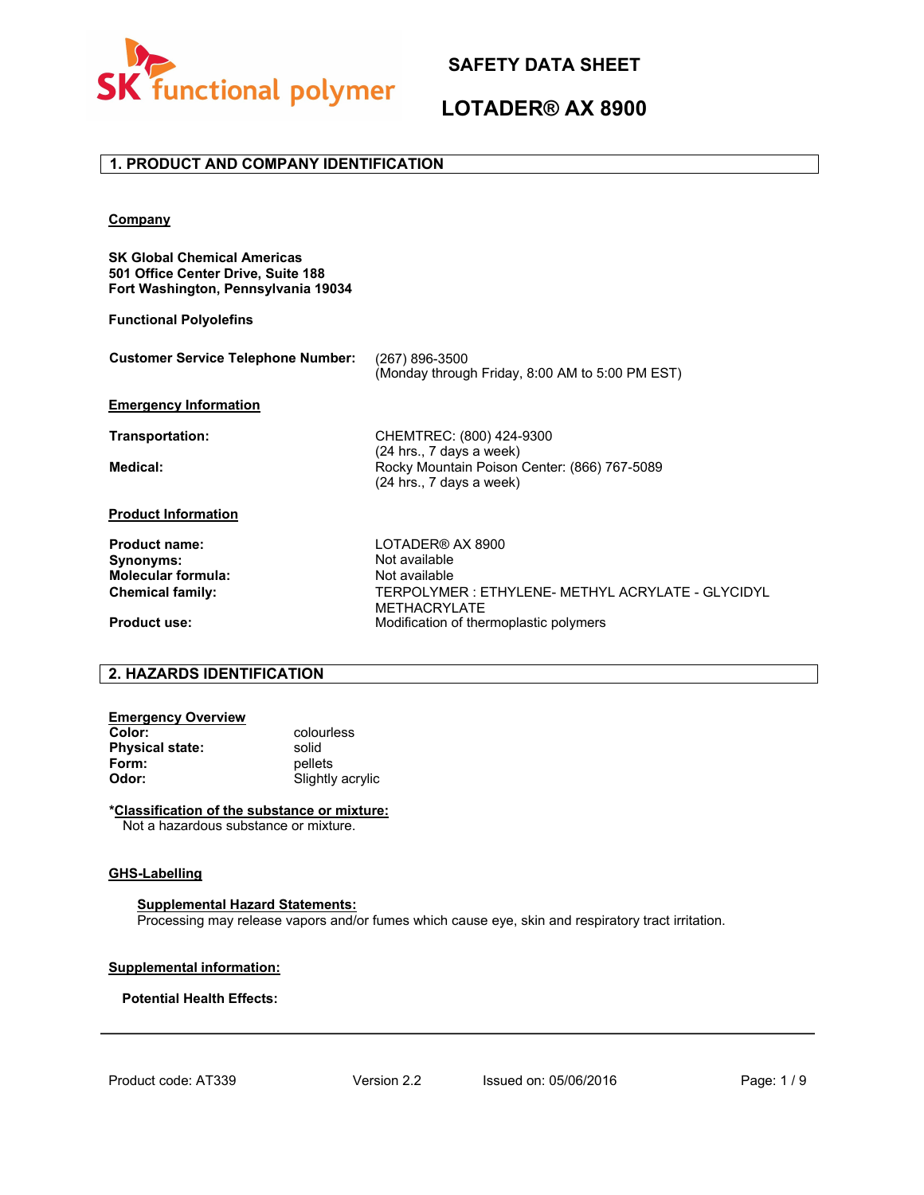# SAFETY DATA SHEET

# LOTADER® AX 8900

## 1. PRODUCT AND COMPANY IDENTIFICATION

**Company**

**SK Global Chemical Americas**
**501 Office Center Drive, Suite 188**
**Fort Washington, Pennsylvania 19034**

**Functional Polyolefins**

| | |
|---|---|
| **Customer Service Telephone Number:** | (267) 896-3500<br>(Monday through Friday, 8:00 AM to 5:00 PM EST) |

**Emergency Information**

| | |
|---|---|
| **Transportation:** | CHEMTREC: (800) 424-9300<br>(24 hrs., 7 days a week) |
| **Medical:** | Rocky Mountain Poison Center: (866) 767-5089<br>(24 hrs., 7 days a week) |

**Product Information**

| | |
|---|---|
| **Product name:** | LOTADER® AX 8900 |
| **Synonyms:** | Not available |
| **Molecular formula:** | Not available |
| **Chemical family:** | TERPOLYMER : ETHYLENE- METHYL ACRYLATE - GLYCIDYL METHACRYLATE |
| **Product use:** | Modification of thermoplastic polymers |

## 2. HAZARDS IDENTIFICATION

**Emergency Overview**

| | |
|---|---|
| **Color:** | colourless |
| **Physical state:** | solid |
| **Form:** | pellets |
| **Odor:** | Slightly acrylic |

***Classification of the substance or mixture:**
Not a hazardous substance or mixture.

**GHS-Labelling**

**Supplemental Hazard Statements:**
Processing may release vapors and/or fumes which cause eye, skin and respiratory tract irritation.

**Supplemental information:**

**Potential Health Effects:**

Product code: AT339 Version 2.2 Issued on: 05/06/2016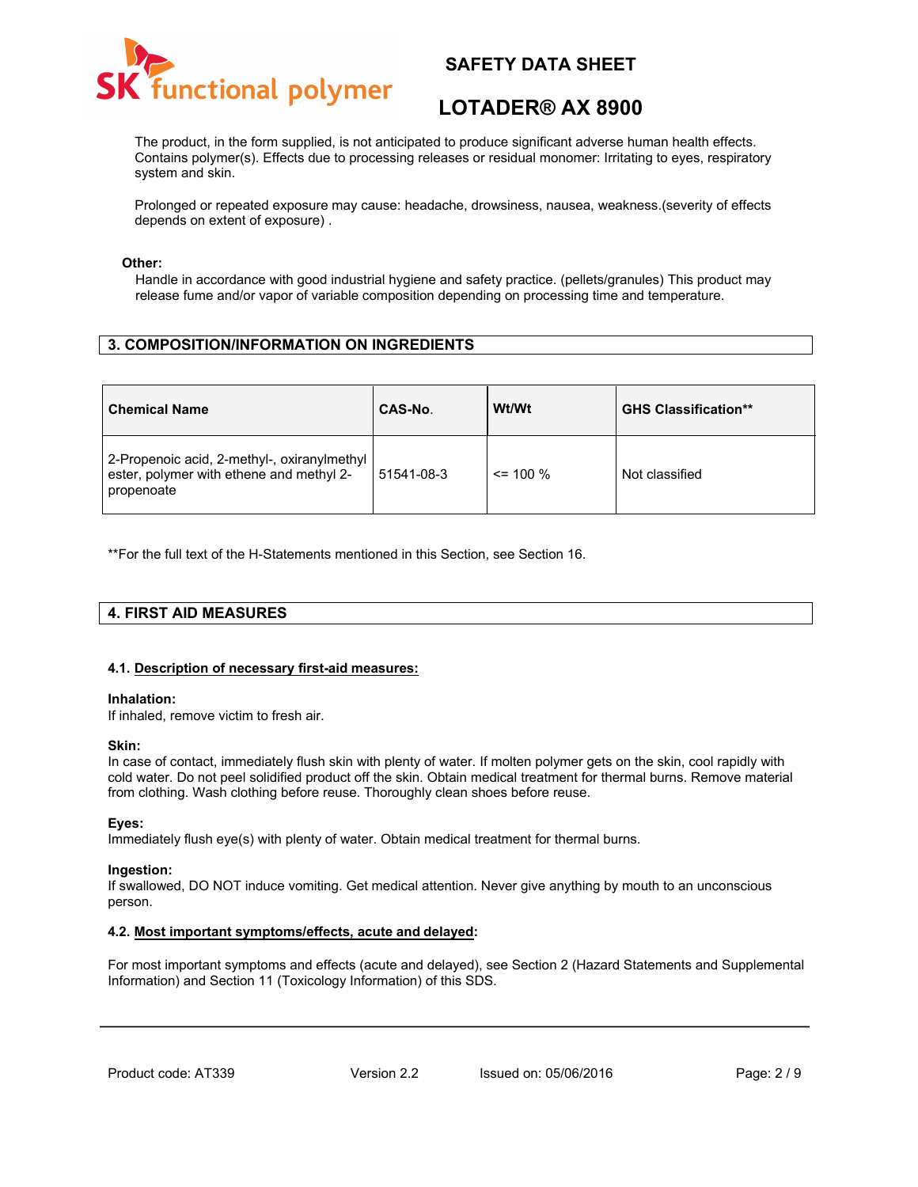The product, in the form supplied, is not anticipated to produce significant adverse human health effects. Contains polymer(s). Effects due to processing releases or residual monomer: Irritating to eyes, respiratory system and skin.

Prolonged or repeated exposure may cause: headache, drowsiness, nausea, weakness.(severity of effects depends on extent of exposure) .

**Other:**

Handle in accordance with good industrial hygiene and safety practice. (pellets/granules) This product may release fume and/or vapor of variable composition depending on processing time and temperature.

## 3. COMPOSITION/INFORMATION ON INGREDIENTS

| Chemical Name | CAS-No. | Wt/Wt | GHS Classification** |
|---|---|---|---|
| 2-Propenoic acid, 2-methyl-, oxiranylmethyl ester, polymer with ethene and methyl 2-propenoate | 51541-08-3 | <= 100 % | Not classified |

**For the full text of the H-Statements mentioned in this Section, see Section 16.

## 4. FIRST AID MEASURES

### 4.1. Description of necessary first-aid measures:

**Inhalation:**
If inhaled, remove victim to fresh air.

**Skin:**
In case of contact, immediately flush skin with plenty of water. If molten polymer gets on the skin, cool rapidly with cold water. Do not peel solidified product off the skin. Obtain medical treatment for thermal burns. Remove material from clothing. Wash clothing before reuse. Thoroughly clean shoes before reuse.

**Eyes:**
Immediately flush eye(s) with plenty of water. Obtain medical treatment for thermal burns.

**Ingestion:**
If swallowed, DO NOT induce vomiting. Get medical attention. Never give anything by mouth to an unconscious person.

### 4.2. Most important symptoms/effects, acute and delayed:

For most important symptoms and effects (acute and delayed), see Section 2 (Hazard Statements and Supplemental Information) and Section 11 (Toxicology Information) of this SDS.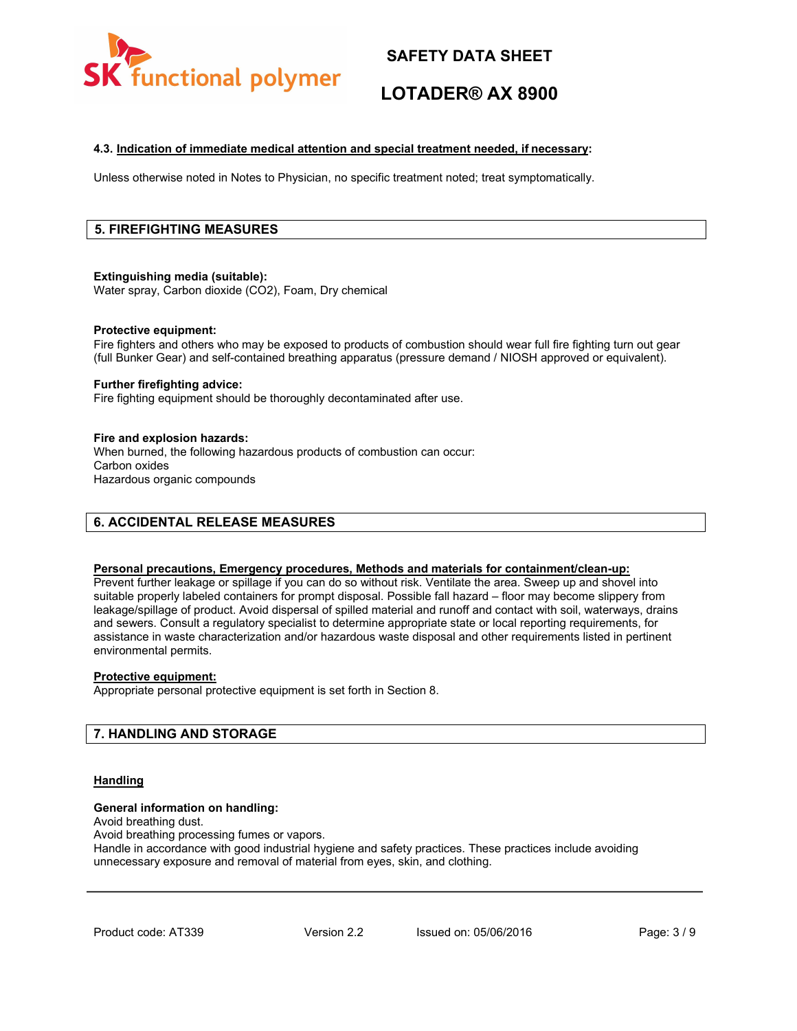#### 4.3. Indication of immediate medical attention and special treatment needed, if necessary:

Unless otherwise noted in Notes to Physician, no specific treatment noted; treat symptomatically.

## 5. FIREFIGHTING MEASURES

**Extinguishing media (suitable):**
Water spray, Carbon dioxide ($CO_2$), Foam, Dry chemical

**Protective equipment:**
Fire fighters and others who may be exposed to products of combustion should wear full fire fighting turn out gear (full Bunker Gear) and self-contained breathing apparatus (pressure demand / NIOSH approved or equivalent).

**Further firefighting advice:**
Fire fighting equipment should be thoroughly decontaminated after use.

**Fire and explosion hazards:**
When burned, the following hazardous products of combustion can occur:
Carbon oxides
Hazardous organic compounds

## 6. ACCIDENTAL RELEASE MEASURES

**Personal precautions, Emergency procedures, Methods and materials for containment/clean-up:**
Prevent further leakage or spillage if you can do so without risk. Ventilate the area. Sweep up and shovel into suitable properly labeled containers for prompt disposal. Possible fall hazard – floor may become slippery from leakage/spillage of product. Avoid dispersal of spilled material and runoff and contact with soil, waterways, drains and sewers. Consult a regulatory specialist to determine appropriate state or local reporting requirements, for assistance in waste characterization and/or hazardous waste disposal and other requirements listed in pertinent environmental permits.

**Protective equipment:**
Appropriate personal protective equipment is set forth in Section 8.

## 7. HANDLING AND STORAGE

**Handling**

**General information on handling:**
Avoid breathing dust.
Avoid breathing processing fumes or vapors.
Handle in accordance with good industrial hygiene and safety practices. These practices include avoiding unnecessary exposure and removal of material from eyes, skin, and clothing.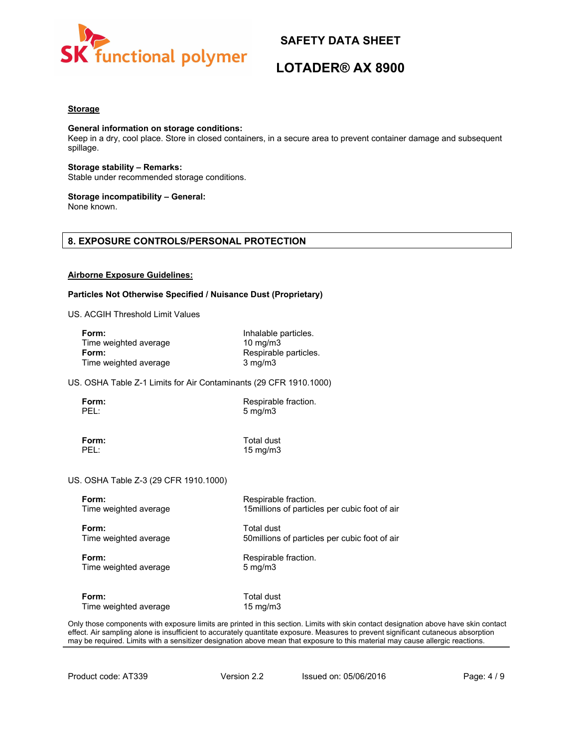### Storage

**General information on storage conditions:**
Keep in a dry, cool place. Store in closed containers, in a secure area to prevent container damage and subsequent spillage.

**Storage stability – Remarks:**
Stable under recommended storage conditions.

**Storage incompatibility – General:**
None known.

## 8. EXPOSURE CONTROLS/PERSONAL PROTECTION

### Airborne Exposure Guidelines:

**Particles Not Otherwise Specified / Nuisance Dust (Proprietary)**

US. ACGIH Threshold Limit Values

| | |
|---|---|
| **Form:** | Inhalable particles. |
| Time weighted average | 10 mg/m3 |
| **Form:** | Respirable particles. |
| Time weighted average | 3 mg/m3 |

US. OSHA Table Z-1 Limits for Air Contaminants (29 CFR 1910.1000)

| | |
|---|---|
| **Form:** | Respirable fraction. |
| PEL: | 5 mg/m3 |
| **Form:** | Total dust |
| PEL: | 15 mg/m3 |

US. OSHA Table Z-3 (29 CFR 1910.1000)

| | |
|---|---|
| **Form:** | Respirable fraction. |
| Time weighted average | 15millions of particles per cubic foot of air |
| **Form:** | Total dust |
| Time weighted average | 50millions of particles per cubic foot of air |
| **Form:** | Respirable fraction. |
| Time weighted average | 5 mg/m3 |
| **Form:** | Total dust |
| Time weighted average | 15 mg/m3 |

Only those components with exposure limits are printed in this section. Limits with skin contact designation above have skin contact effect. Air sampling alone is insufficient to accurately quantitate exposure. Measures to prevent significant cutaneous absorption may be required. Limits with a sensitizer designation above mean that exposure to this material may cause allergic reactions.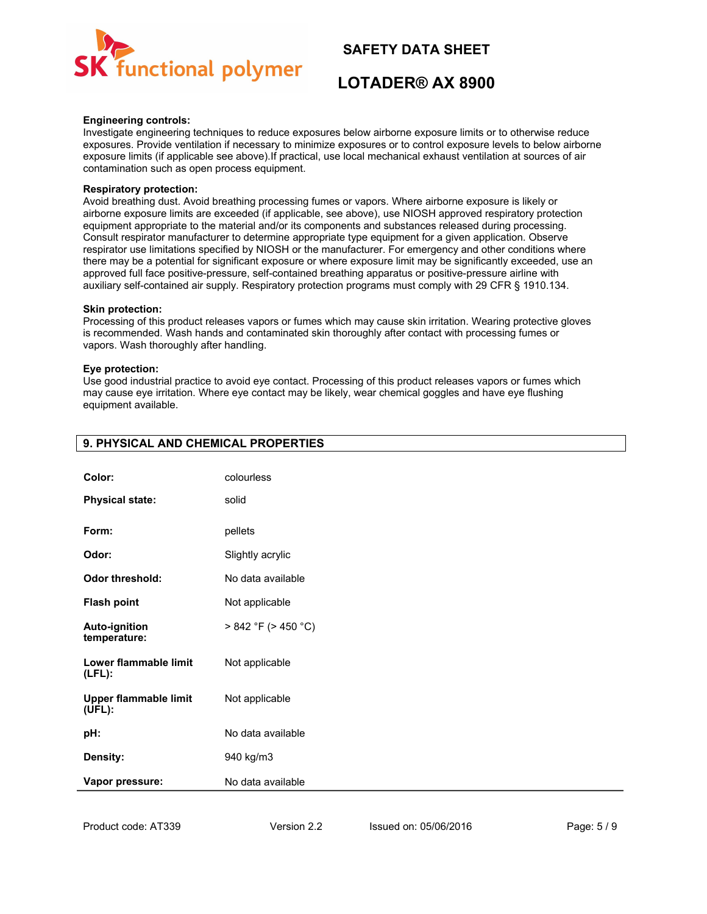**Engineering controls:**
Investigate engineering techniques to reduce exposures below airborne exposure limits or to otherwise reduce exposures. Provide ventilation if necessary to minimize exposures or to control exposure levels to below airborne exposure limits (if applicable see above).If practical, use local mechanical exhaust ventilation at sources of air contamination such as open process equipment.

**Respiratory protection:**
Avoid breathing dust. Avoid breathing processing fumes or vapors. Where airborne exposure is likely or airborne exposure limits are exceeded (if applicable, see above), use NIOSH approved respiratory protection equipment appropriate to the material and/or its components and substances released during processing. Consult respirator manufacturer to determine appropriate type equipment for a given application. Observe respirator use limitations specified by NIOSH or the manufacturer. For emergency and other conditions where there may be a potential for significant exposure or where exposure limit may be significantly exceeded, use an approved full face positive-pressure, self-contained breathing apparatus or positive-pressure airline with auxiliary self-contained air supply. Respiratory protection programs must comply with 29 CFR § 1910.134.

**Skin protection:**
Processing of this product releases vapors or fumes which may cause skin irritation. Wearing protective gloves is recommended. Wash hands and contaminated skin thoroughly after contact with processing fumes or vapors. Wash thoroughly after handling.

**Eye protection:**
Use good industrial practice to avoid eye contact. Processing of this product releases vapors or fumes which may cause eye irritation. Where eye contact may be likely, wear chemical goggles and have eye flushing equipment available.

## 9. PHYSICAL AND CHEMICAL PROPERTIES

| | |
|---|---|
| **Color:** | colourless |
| **Physical state:** | solid |
| **Form:** | pellets |
| **Odor:** | Slightly acrylic |
| **Odor threshold:** | No data available |
| **Flash point** | Not applicable |
| **Auto-ignition temperature:** | > 842 °F (> 450 °C) |
| **Lower flammable limit (LFL):** | Not applicable |
| **Upper flammable limit (UFL):** | Not applicable |
| **pH:** | No data available |
| **Density:** | 940 kg/m3 |
| **Vapor pressure:** | No data available |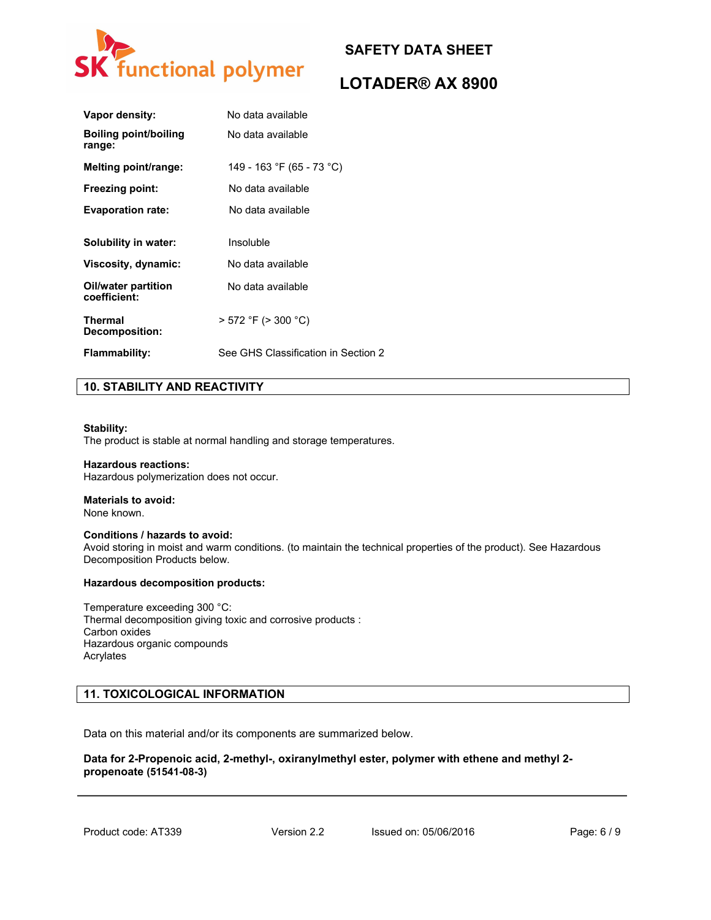| | |
|---|---|
| **Vapor density:** | No data available |
| **Boiling point/boiling range:** | No data available |
| **Melting point/range:** | 149 - 163 °F (65 - 73 °C) |
| **Freezing point:** | No data available |
| **Evaporation rate:** | No data available |
| **Solubility in water:** | Insoluble |
| **Viscosity, dynamic:** | No data available |
| **Oil/water partition coefficient:** | No data available |
| **Thermal Decomposition:** | > 572 °F (> 300 °C) |
| **Flammability:** | See GHS Classification in Section 2 |

## 10. STABILITY AND REACTIVITY

**Stability:**
The product is stable at normal handling and storage temperatures.

**Hazardous reactions:**
Hazardous polymerization does not occur.

**Materials to avoid:**
None known.

**Conditions / hazards to avoid:**
Avoid storing in moist and warm conditions. (to maintain the technical properties of the product). See Hazardous Decomposition Products below.

**Hazardous decomposition products:**

Temperature exceeding 300 °C:
Thermal decomposition giving toxic and corrosive products :
Carbon oxides
Hazardous organic compounds
Acrylates

## 11. TOXICOLOGICAL INFORMATION

Data on this material and/or its components are summarized below.

**Data for 2-Propenoic acid, 2-methyl-, oxiranylmethyl ester, polymer with ethene and methyl 2-propenoate (51541-08-3)**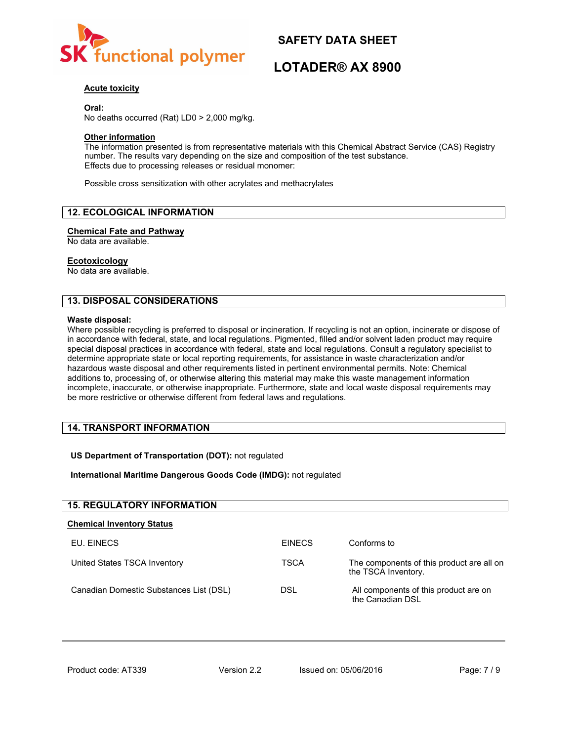**Acute toxicity**

**Oral:**
No deaths occurred (Rat) LD0 > 2,000 mg/kg.

**Other information**
The information presented is from representative materials with this Chemical Abstract Service (CAS) Registry number. The results vary depending on the size and composition of the test substance.
Effects due to processing releases or residual monomer:

Possible cross sensitization with other acrylates and methacrylates

## 12. ECOLOGICAL INFORMATION

**Chemical Fate and Pathway**
No data are available.

**Ecotoxicology**
No data are available.

## 13. DISPOSAL CONSIDERATIONS

**Waste disposal:**
Where possible recycling is preferred to disposal or incineration. If recycling is not an option, incinerate or dispose of in accordance with federal, state, and local regulations. Pigmented, filled and/or solvent laden product may require special disposal practices in accordance with federal, state and local regulations. Consult a regulatory specialist to determine appropriate state or local reporting requirements, for assistance in waste characterization and/or hazardous waste disposal and other requirements listed in pertinent environmental permits. Note: Chemical additions to, processing of, or otherwise altering this material may make this waste management information incomplete, inaccurate, or otherwise inappropriate. Furthermore, state and local waste disposal requirements may be more restrictive or otherwise different from federal laws and regulations.

## 14. TRANSPORT INFORMATION

**US Department of Transportation (DOT):** not regulated

**International Maritime Dangerous Goods Code (IMDG):** not regulated

## 15. REGULATORY INFORMATION

**Chemical Inventory Status**

| | | |
|---|---|---|
| EU. EINECS | EINECS | Conforms to |
| United States TSCA Inventory | TSCA | The components of this product are all on the TSCA Inventory. |
| Canadian Domestic Substances List (DSL) | DSL | All components of this product are on the Canadian DSL |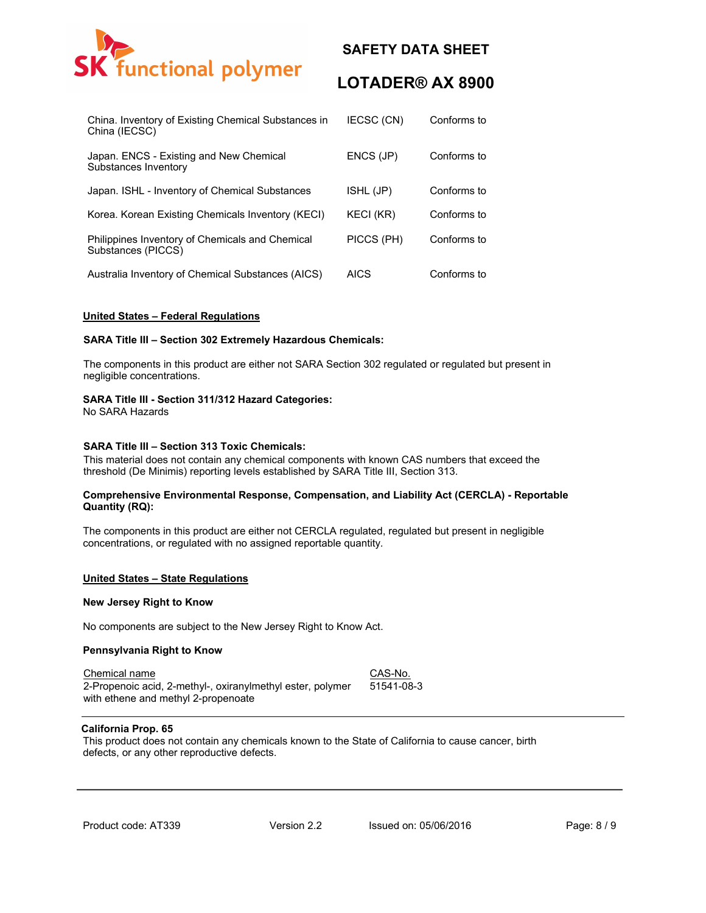| | | |
|---|---|---|
| China. Inventory of Existing Chemical Substances in China (IECSC) | IECSC (CN) | Conforms to |
| Japan. ENCS - Existing and New Chemical Substances Inventory | ENCS (JP) | Conforms to |
| Japan. ISHL - Inventory of Chemical Substances | ISHL (JP) | Conforms to |
| Korea. Korean Existing Chemicals Inventory (KECI) | KECI (KR) | Conforms to |
| Philippines Inventory of Chemicals and Chemical Substances (PICCS) | PICCS (PH) | Conforms to |
| Australia Inventory of Chemical Substances (AICS) | AICS | Conforms to |

**United States – Federal Regulations**

**SARA Title III – Section 302 Extremely Hazardous Chemicals:**

The components in this product are either not SARA Section 302 regulated or regulated but present in negligible concentrations.

**SARA Title III - Section 311/312 Hazard Categories:**
No SARA Hazards

**SARA Title III – Section 313 Toxic Chemicals:**
This material does not contain any chemical components with known CAS numbers that exceed the threshold (De Minimis) reporting levels established by SARA Title III, Section 313.

**Comprehensive Environmental Response, Compensation, and Liability Act (CERCLA) - Reportable Quantity (RQ):**

The components in this product are either not CERCLA regulated, regulated but present in negligible concentrations, or regulated with no assigned reportable quantity.

**United States – State Regulations**

**New Jersey Right to Know**

No components are subject to the New Jersey Right to Know Act.

**Pennsylvania Right to Know**

| Chemical name | CAS-No. |
|---|---|
| 2-Propenoic acid, 2-methyl-, oxiranylmethyl ester, polymer with ethene and methyl 2-propenoate | 51541-08-3 |

**California Prop. 65**
This product does not contain any chemicals known to the State of California to cause cancer, birth defects, or any other reproductive defects.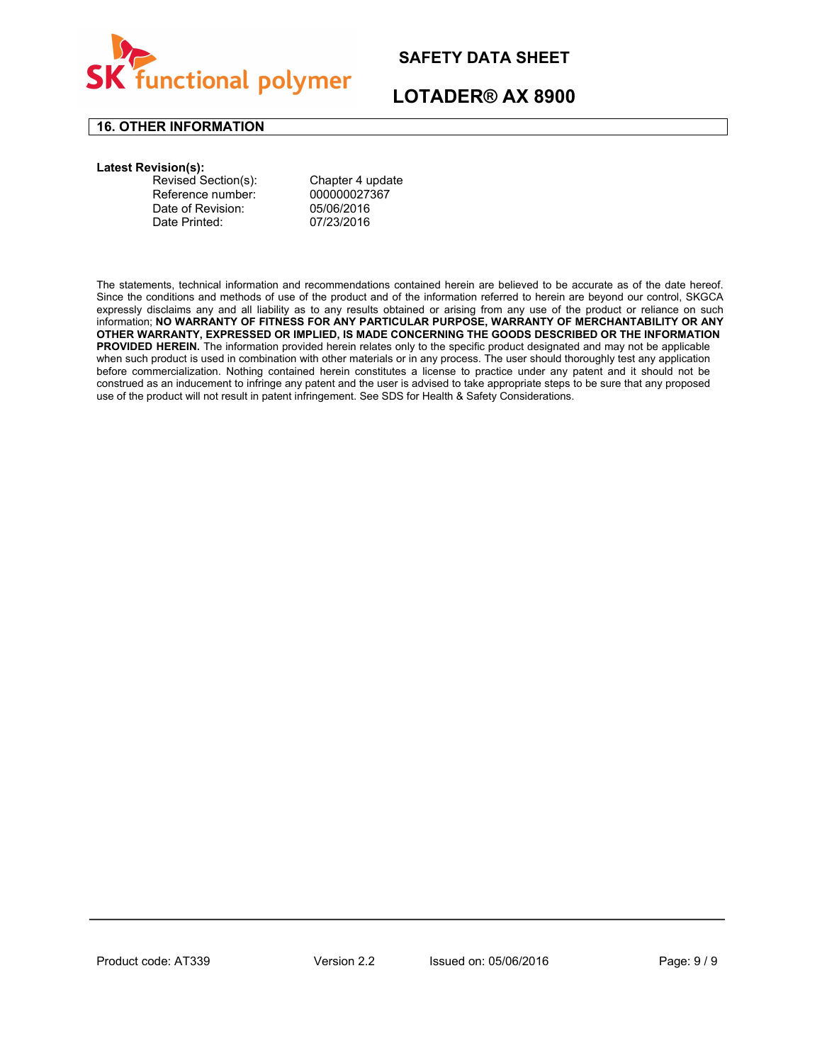## 16. OTHER INFORMATION

**Latest Revision(s):**

| | |
|---|---|
| Revised Section(s): | Chapter 4 update |
| Reference number: | 000000027367 |
| Date of Revision: | 05/06/2016 |
| Date Printed: | 07/23/2016 |

The statements, technical information and recommendations contained herein are believed to be accurate as of the date hereof. Since the conditions and methods of use of the product and of the information referred to herein are beyond our control, SKGCA expressly disclaims any and all liability as to any results obtained or arising from any use of the product or reliance on such information; **NO WARRANTY OF FITNESS FOR ANY PARTICULAR PURPOSE, WARRANTY OF MERCHANTABILITY OR ANY OTHER WARRANTY, EXPRESSED OR IMPLIED, IS MADE CONCERNING THE GOODS DESCRIBED OR THE INFORMATION PROVIDED HEREIN.** The information provided herein relates only to the specific product designated and may not be applicable when such product is used in combination with other materials or in any process. The user should thoroughly test any application before commercialization. Nothing contained herein constitutes a license to practice under any patent and it should not be construed as an inducement to infringe any patent and the user is advised to take appropriate steps to be sure that any proposed use of the product will not result in patent infringement. See SDS for Health & Safety Considerations.